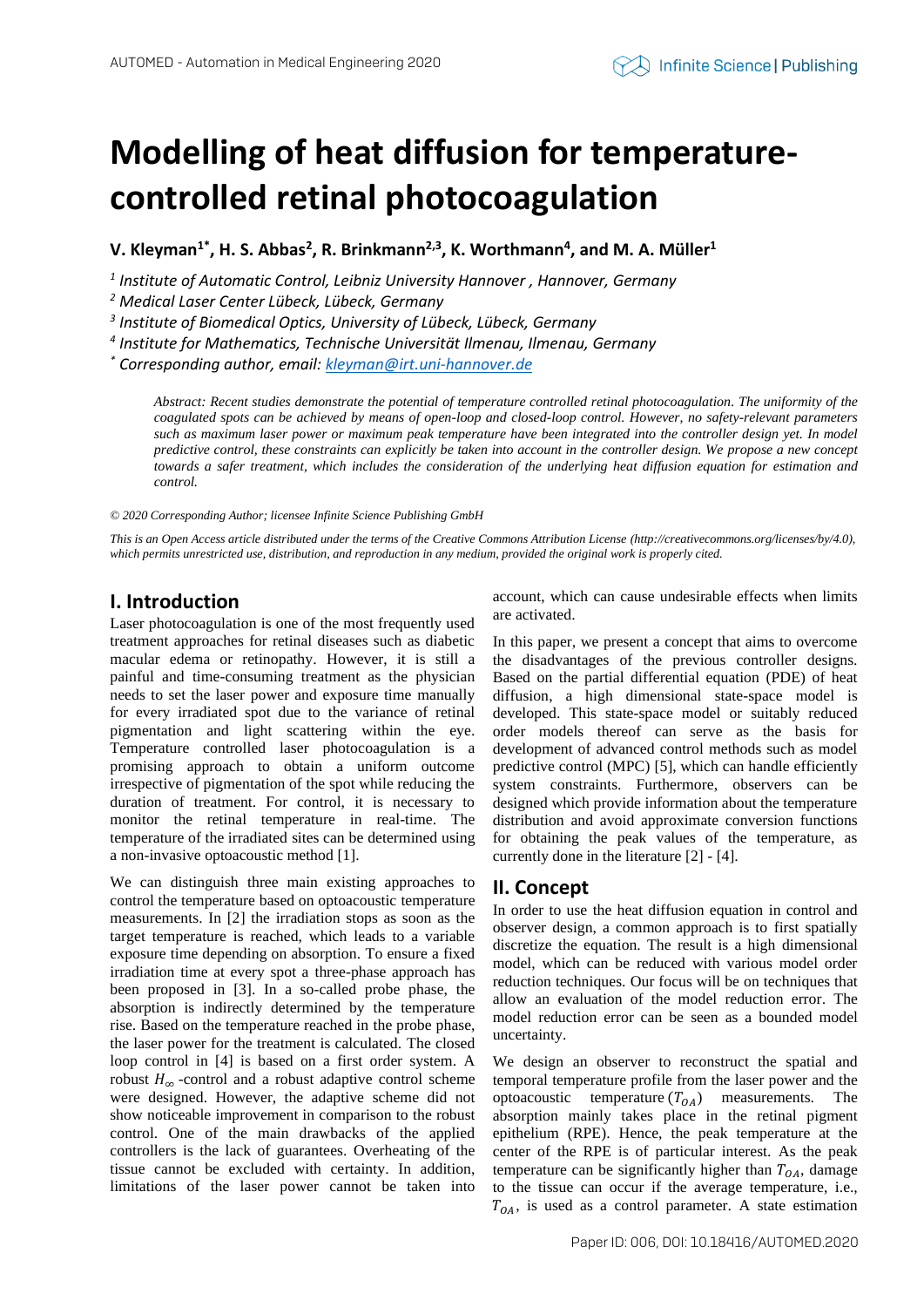# Modelling of heat diffusion for temperature-controlled retinal photocoagulation

**V. Kleyman[1*], H. S. Abbas[2], R. Brinkmann[2,3], K. Worthmann[4], and M. A. Müller[1]**

*[1] Institute of Automatic Control, Leibniz University Hannover , Hannover, Germany*
*[2] Medical Laser Center Lübeck, Lübeck, Germany*
*[3] Institute of Biomedical Optics, University of Lübeck, Lübeck, Germany*
*[4] Institute for Mathematics, Technische Universität Ilmenau, Ilmenau, Germany*
*[*] Corresponding author, email: kleyman@irt.uni-hannover.de*

*Abstract: Recent studies demonstrate the potential of temperature controlled retinal photocoagulation. The uniformity of the coagulated spots can be achieved by means of open-loop and closed-loop control. However, no safety-relevant parameters such as maximum laser power or maximum peak temperature have been integrated into the controller design yet. In model predictive control, these constraints can explicitly be taken into account in the controller design. We propose a new concept towards a safer treatment, which includes the consideration of the underlying heat diffusion equation for estimation and control.*

*© 2020 Corresponding Author; licensee Infinite Science Publishing GmbH*

*This is an Open Access article distributed under the terms of the Creative Commons Attribution License (http://creativecommons.org/licenses/by/4.0), which permits unrestricted use, distribution, and reproduction in any medium, provided the original work is properly cited.*

## I. Introduction

Laser photocoagulation is one of the most frequently used treatment approaches for retinal diseases such as diabetic macular edema or retinopathy. However, it is still a painful and time-consuming treatment as the physician needs to set the laser power and exposure time manually for every irradiated spot due to the variance of retinal pigmentation and light scattering within the eye. Temperature controlled laser photocoagulation is a promising approach to obtain a uniform outcome irrespective of pigmentation of the spot while reducing the duration of treatment. For control, it is necessary to monitor the retinal temperature in real-time. The temperature of the irradiated sites can be determined using a non-invasive optoacoustic method [1].

We can distinguish three main existing approaches to control the temperature based on optoacoustic temperature measurements. In [2] the irradiation stops as soon as the target temperature is reached, which leads to a variable exposure time depending on absorption. To ensure a fixed irradiation time at every spot a three-phase approach has been proposed in [3]. In a so-called probe phase, the absorption is indirectly determined by the temperature rise. Based on the temperature reached in the probe phase, the laser power for the treatment is calculated. The closed loop control in [4] is based on a first order system. A robust $H_\infty$-control and a robust adaptive control scheme were designed. However, the adaptive scheme did not show noticeable improvement in comparison to the robust control. One of the main drawbacks of the applied controllers is the lack of guarantees. Overheating of the tissue cannot be excluded with certainty. In addition, limitations of the laser power cannot be taken into account, which can cause undesirable effects when limits are activated.

In this paper, we present a concept that aims to overcome the disadvantages of the previous controller designs. Based on the partial differential equation (PDE) of heat diffusion, a high dimensional state-space model is developed. This state-space model or suitably reduced order models thereof can serve as the basis for development of advanced control methods such as model predictive control (MPC) [5], which can handle efficiently system constraints. Furthermore, observers can be designed which provide information about the temperature distribution and avoid approximate conversion functions for obtaining the peak values of the temperature, as currently done in the literature [2] - [4].

## II. Concept

In order to use the heat diffusion equation in control and observer design, a common approach is to first spatially discretize the equation. The result is a high dimensional model, which can be reduced with various model order reduction techniques. Our focus will be on techniques that allow an evaluation of the model reduction error. The model reduction error can be seen as a bounded model uncertainty.

We design an observer to reconstruct the spatial and temporal temperature profile from the laser power and the optoacoustic temperature ($T_{OA}$) measurements. The absorption mainly takes place in the retinal pigment epithelium (RPE). Hence, the peak temperature at the center of the RPE is of particular interest. As the peak temperature can be significantly higher than $T_{OA}$, damage to the tissue can occur if the average temperature, i.e., $T_{OA}$, is used as a control parameter. A state estimation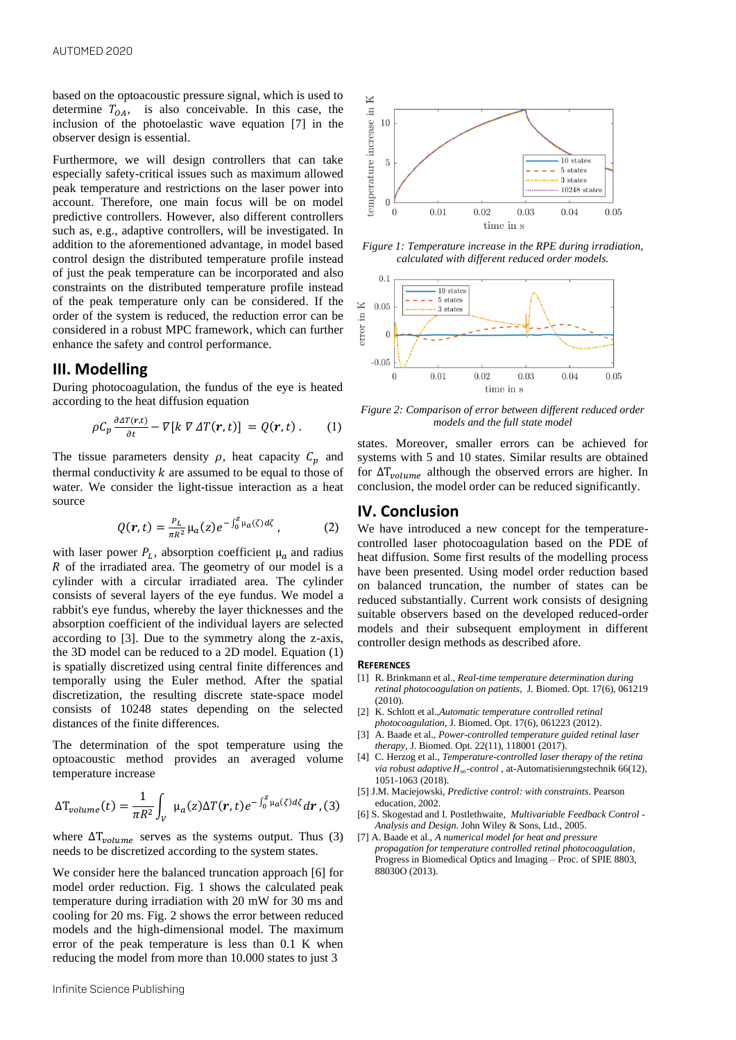based on the optoacoustic pressure signal, which is used to determine $T_{OA}$, is also conceivable. In this case, the inclusion of the photoelastic wave equation [7] in the observer design is essential.

Furthermore, we will design controllers that can take especially safety-critical issues such as maximum allowed peak temperature and restrictions on the laser power into account. Therefore, one main focus will be on model predictive controllers. However, also different controllers such as, e.g., adaptive controllers, will be investigated. In addition to the aforementioned advantage, in model based control design the distributed temperature profile instead of just the peak temperature can be incorporated and also constraints on the distributed temperature profile instead of the peak temperature only can be considered. If the order of the system is reduced, the reduction error can be considered in a robust MPC framework, which can further enhance the safety and control performance.

## III. Modelling

During photocoagulation, the fundus of the eye is heated according to the heat diffusion equation

$$\rho C_p \frac{\partial \Delta T(\boldsymbol{r},t)}{\partial t} - \nabla[k \, \nabla \, \Delta T(\boldsymbol{r},t)] = Q(\boldsymbol{r},t) \, . \qquad (1)$$

The tissue parameters density $\rho$, heat capacity $C_p$ and thermal conductivity $k$ are assumed to be equal to those of water. We consider the light-tissue interaction as a heat source

$$Q(\boldsymbol{r},t) = \frac{P_L}{\pi R^2} \mu_a(z) e^{-\int_0^z \mu_a(\zeta) d\zeta} \, , \qquad (2)$$

with laser power $P_L$, absorption coefficient $\mu_a$ and radius $R$ of the irradiated area. The geometry of our model is a cylinder with a circular irradiated area. The cylinder consists of several layers of the eye fundus. We model a rabbit's eye fundus, whereby the layer thicknesses and the absorption coefficient of the individual layers are selected according to [3]. Due to the symmetry along the z-axis, the 3D model can be reduced to a 2D model. Equation (1) is spatially discretized using central finite differences and temporally using the Euler method. After the spatial discretization, the resulting discrete state-space model consists of 10248 states depending on the selected distances of the finite differences.

The determination of the spot temperature using the optoacoustic method provides an averaged volume temperature increase

$$\Delta T_{volume}(t) = \frac{1}{\pi R^2} \int_V \mu_a(z) \Delta T(\boldsymbol{r},t) e^{-\int_0^z \mu_a(\zeta) d\zeta} d\boldsymbol{r} \, , (3)$$

where $\Delta T_{volume}$ serves as the systems output. Thus (3) needs to be discretized according to the system states.

We consider here the balanced truncation approach [6] for model order reduction. Fig. 1 shows the calculated peak temperature during irradiation with 20 mW for 30 ms and cooling for 20 ms. Fig. 2 shows the error between reduced models and the high-dimensional model. The maximum error of the peak temperature is less than 0.1 K when reducing the model from more than 10.000 states to just 3 states. Moreover, smaller errors can be achieved for systems with 5 and 10 states. Similar results are obtained for $\Delta T_{volume}$ although the observed errors are higher. In conclusion, the model order can be reduced significantly.

temperature increase in K
10
5
0
0 0.01 0.02 0.03 0.04 0.05
time in s
10 states
5 states
3 states
10248 states

*Figure 1: Temperature increase in the RPE during irradiation, calculated with different reduced order models.*

error in K
0.1
0.05
0
-0.05
0 0.01 0.02 0.03 0.04 0.05
time in s
10 states
5 states
3 states

*Figure 2: Comparison of error between different reduced order models and the full state model*

## IV. Conclusion

We have introduced a new concept for the temperature-controlled laser photocoagulation based on the PDE of heat diffusion. Some first results of the modelling process have been presented. Using model order reduction based on balanced truncation, the number of states can be reduced substantially. Current work consists of designing suitable observers based on the developed reduced-order models and their subsequent employment in different controller design methods as described afore.

## References

[1] R. Brinkmann et al., *Real-time temperature determination during retinal photocoagulation on patients*, J. Biomed. Opt. 17(6), 061219 (2010).

[2] K. Schlott et al.,*Automatic temperature controlled retinal photocoagulation*, J. Biomed. Opt. 17(6), 061223 (2012).

[3] A. Baade et al., *Power-controlled temperature guided retinal laser therapy*, J. Biomed. Opt. 22(11), 118001 (2017).

[4] C. Herzog et al., *Temperature-controlled laser therapy of the retina via robust adaptive $H_\infty$-control* , at-Automatisierungstechnik 66(12), 1051-1063 (2018).

[5] J.M. Maciejowski, *Predictive control: with constraints*. Pearson education, 2002.

[6] S. Skogestad and I. Postlethwaite, *Multivariable Feedback Control - Analysis and Design*. John Wiley & Sons, Ltd., 2005.

[7] A. Baade et al., *A numerical model for heat and pressure propagation for temperature controlled retinal photocoagulation*, Progress in Biomedical Optics and Imaging – Proc. of SPIE 8803, 88030O (2013).